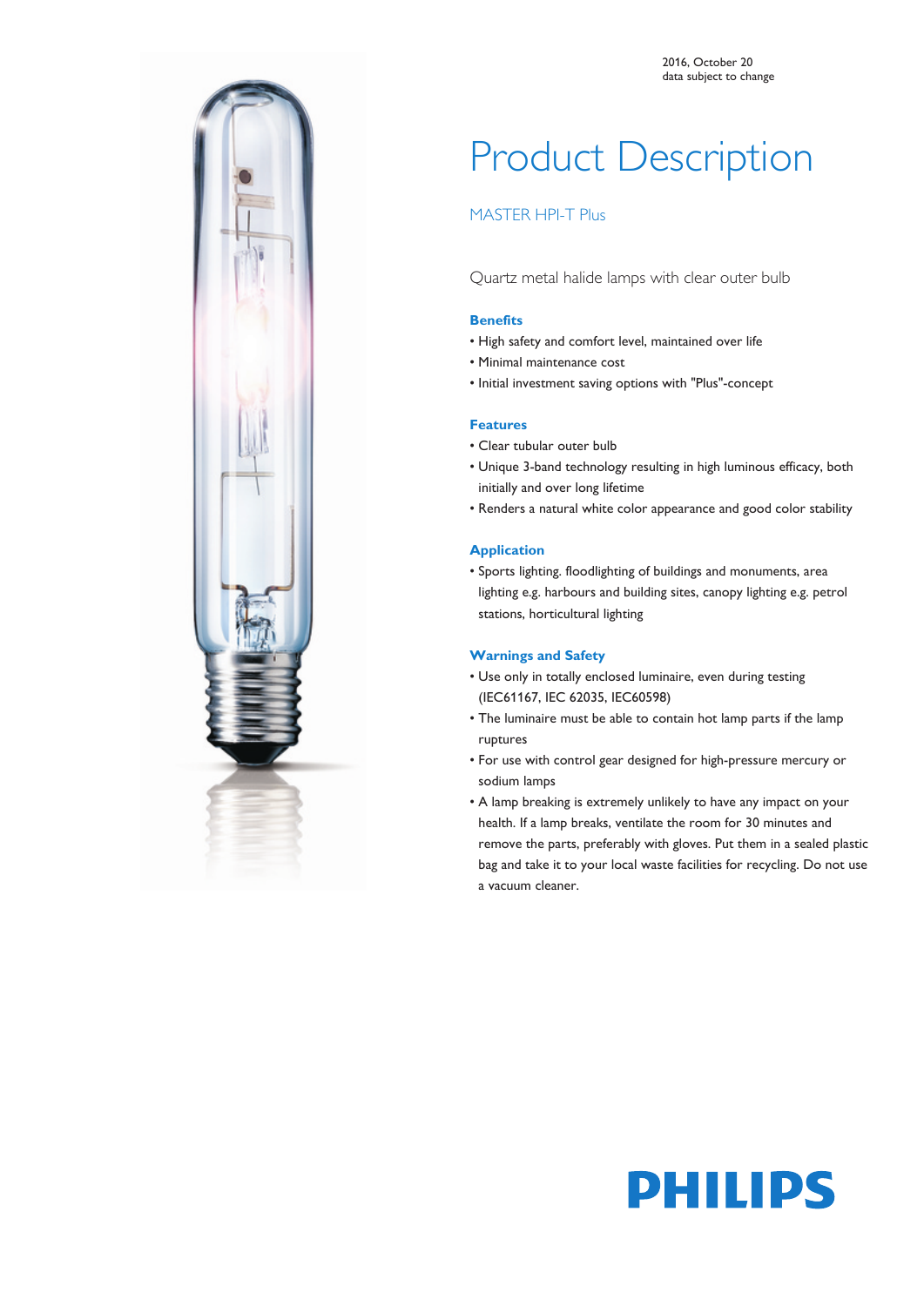2016, October 20
data subject to change

# Product Description

## MASTER HPI-T Plus

Quartz metal halide lamps with clear outer bulb

### Benefits

- High safety and comfort level, maintained over life
- Minimal maintenance cost
- Initial investment saving options with "Plus"-concept

### Features

- Clear tubular outer bulb
- Unique 3-band technology resulting in high luminous efficacy, both initially and over long lifetime
- Renders a natural white color appearance and good color stability

### Application

- Sports lighting. floodlighting of buildings and monuments, area lighting e.g. harbours and building sites, canopy lighting e.g. petrol stations, horticultural lighting

### Warnings and Safety

- Use only in totally enclosed luminaire, even during testing (IEC61167, IEC 62035, IEC60598)
- The luminaire must be able to contain hot lamp parts if the lamp ruptures
- For use with control gear designed for high-pressure mercury or sodium lamps
- A lamp breaking is extremely unlikely to have any impact on your health. If a lamp breaks, ventilate the room for 30 minutes and remove the parts, preferably with gloves. Put them in a sealed plastic bag and take it to your local waste facilities for recycling. Do not use a vacuum cleaner.

PHILIPS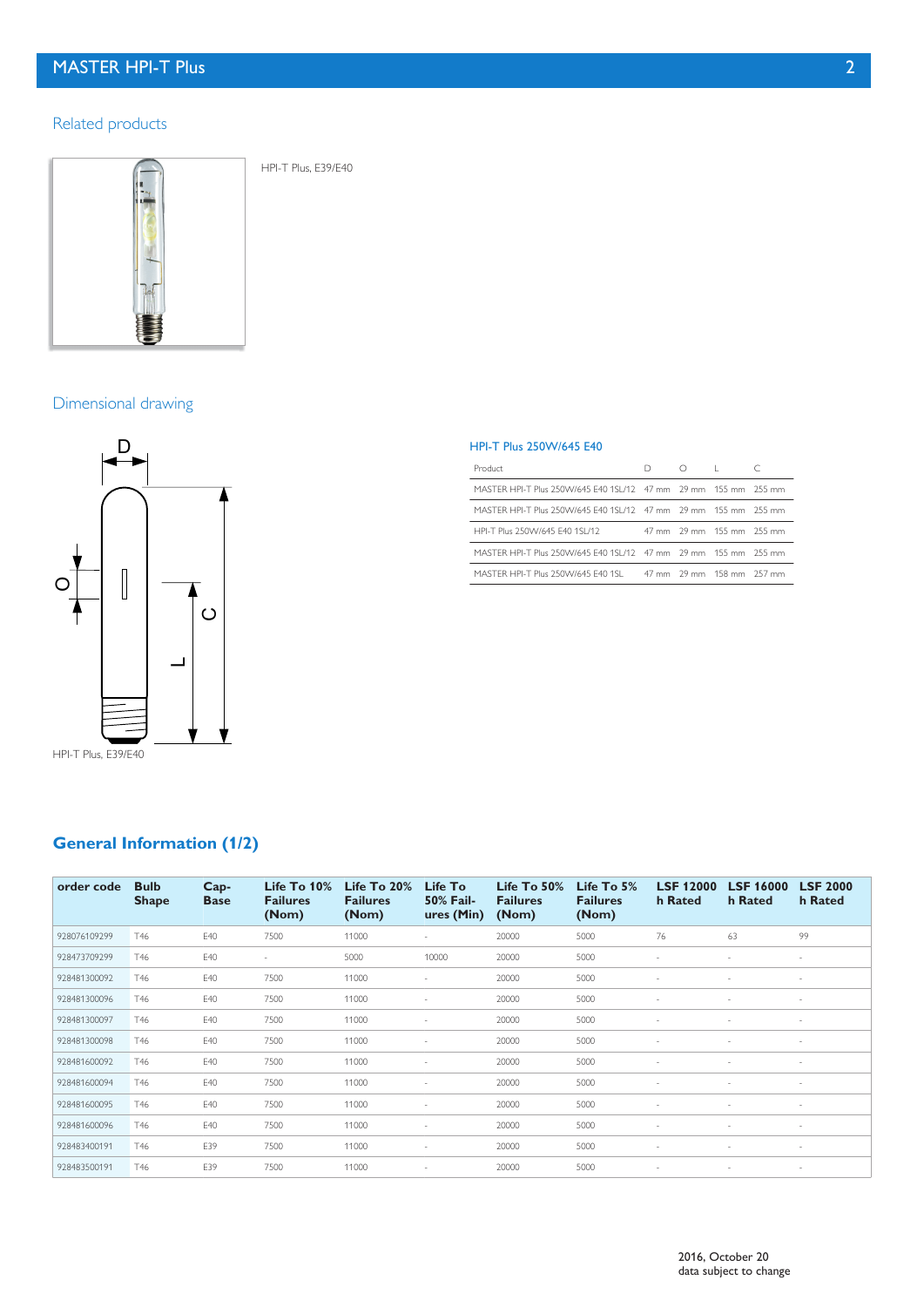## Related products

HPI-T Plus, E39/E40

## Dimensional drawing

HPI-T Plus, E39/E40

### HPI-T Plus 250W/645 E40

| Product | D | O | L | C |
|---|---|---|---|---|
| MASTER HPI-T Plus 250W/645 E40 1SL/12 | 47 mm | 29 mm | 155 mm | 255 mm |
| MASTER HPI-T Plus 250W/645 E40 1SL/12 | 47 mm | 29 mm | 155 mm | 255 mm |
| HPI-T Plus 250W/645 E40 1SL/12 | 47 mm | 29 mm | 155 mm | 255 mm |
| MASTER HPI-T Plus 250W/645 E40 1SL/12 | 47 mm | 29 mm | 155 mm | 255 mm |
| MASTER HPI-T Plus 250W/645 E40 1SL | 47 mm | 29 mm | 158 mm | 257 mm |

## General Information (1/2)

| order code | Bulb Shape | Cap-Base | Life To 10% Failures (Nom) | Life To 20% Failures (Nom) | Life To 50% Failures (Min) | Life To 50% Failures (Nom) | Life To 5% Failures (Nom) | LSF 12000 h Rated | LSF 16000 h Rated | LSF 2000 h Rated |
|---|---|---|---|---|---|---|---|---|---|---|
| 928076109299 | T46 | E40 | 7500 | 11000 | - | 20000 | 5000 | 76 | 63 | 99 |
| 928473709299 | T46 | E40 | - | 5000 | 10000 | 20000 | 5000 | - | - | - |
| 928481300092 | T46 | E40 | 7500 | 11000 | - | 20000 | 5000 | - | - | - |
| 928481300096 | T46 | E40 | 7500 | 11000 | - | 20000 | 5000 | - | - | - |
| 928481300097 | T46 | E40 | 7500 | 11000 | - | 20000 | 5000 | - | - | - |
| 928481300098 | T46 | E40 | 7500 | 11000 | - | 20000 | 5000 | - | - | - |
| 928481600092 | T46 | E40 | 7500 | 11000 | - | 20000 | 5000 | - | - | - |
| 928481600094 | T46 | E40 | 7500 | 11000 | - | 20000 | 5000 | - | - | - |
| 928481600095 | T46 | E40 | 7500 | 11000 | - | 20000 | 5000 | - | - | - |
| 928481600096 | T46 | E40 | 7500 | 11000 | - | 20000 | 5000 | - | - | - |
| 928483400191 | T46 | E39 | 7500 | 11000 | - | 20000 | 5000 | - | - | - |
| 928483500191 | T46 | E39 | 7500 | 11000 | - | 20000 | 5000 | - | - | - |

2016, October 20
data subject to change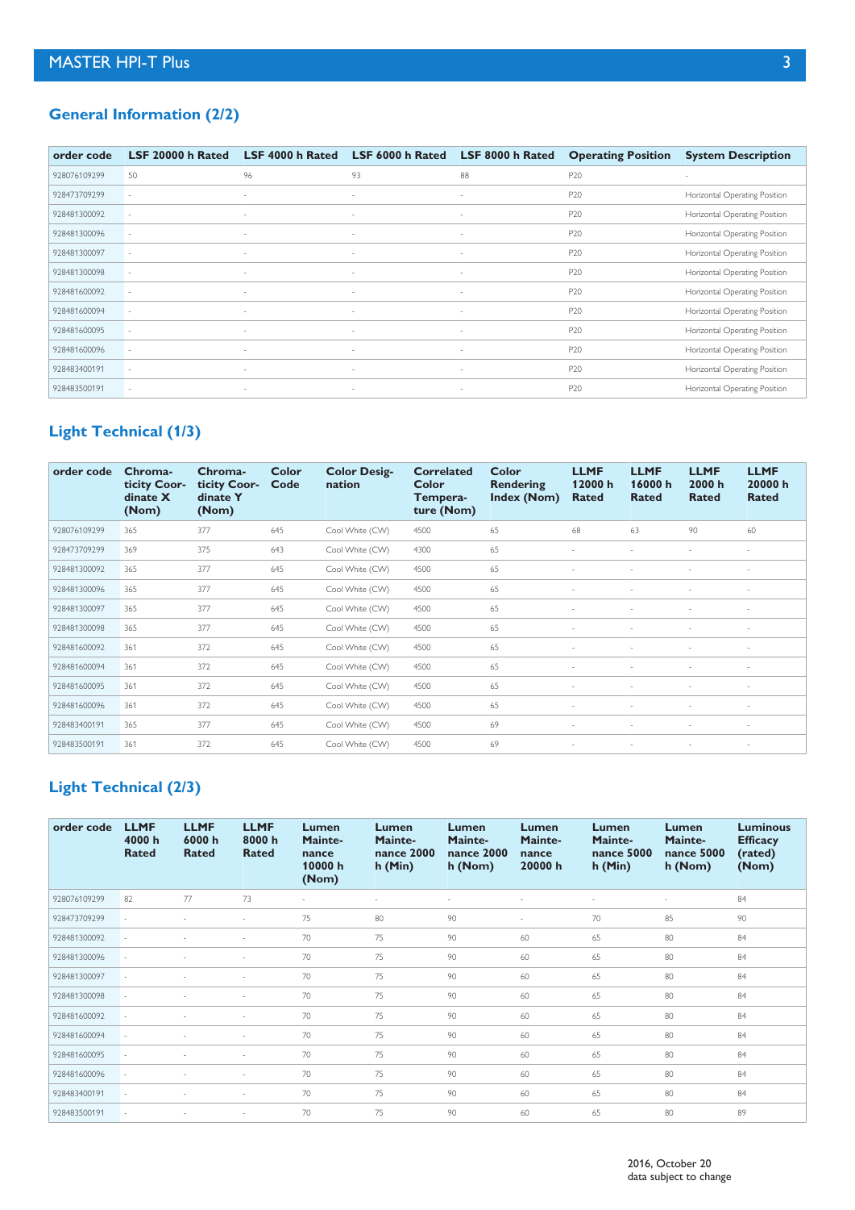## General Information (2/2)

| order code | LSF 20000 h Rated | LSF 4000 h Rated | LSF 6000 h Rated | LSF 8000 h Rated | Operating Position | System Description |
|---|---|---|---|---|---|---|
| 928076109299 | 50 | 96 | 93 | 88 | P20 | - |
| 928473709299 | - | - | - | - | P20 | Horizontal Operating Position |
| 928481300092 | - | - | - | - | P20 | Horizontal Operating Position |
| 928481300096 | - | - | - | - | P20 | Horizontal Operating Position |
| 928481300097 | - | - | - | - | P20 | Horizontal Operating Position |
| 928481300098 | - | - | - | - | P20 | Horizontal Operating Position |
| 928481600092 | - | - | - | - | P20 | Horizontal Operating Position |
| 928481600094 | - | - | - | - | P20 | Horizontal Operating Position |
| 928481600095 | - | - | - | - | P20 | Horizontal Operating Position |
| 928481600096 | - | - | - | - | P20 | Horizontal Operating Position |
| 928483400191 | - | - | - | - | P20 | Horizontal Operating Position |
| 928483500191 | - | - | - | - | P20 | Horizontal Operating Position |

## Light Technical (1/3)

| order code | Chromaticity Coordinate X (Nom) | Chromaticity Coordinate Y (Nom) | Color Code | Color Designation | Correlated Color Temperature (Nom) | Color Rendering Index (Nom) | LLMF 12000 h Rated | LLMF 16000 h Rated | LLMF 2000 h Rated | LLMF 20000 h Rated |
|---|---|---|---|---|---|---|---|---|---|---|
| 928076109299 | 365 | 377 | 645 | Cool White (CW) | 4500 | 65 | 68 | 63 | 90 | 60 |
| 928473709299 | 369 | 375 | 643 | Cool White (CW) | 4300 | 65 | - | - | - | - |
| 928481300092 | 365 | 377 | 645 | Cool White (CW) | 4500 | 65 | - | - | - | - |
| 928481300096 | 365 | 377 | 645 | Cool White (CW) | 4500 | 65 | - | - | - | - |
| 928481300097 | 365 | 377 | 645 | Cool White (CW) | 4500 | 65 | - | - | - | - |
| 928481300098 | 365 | 377 | 645 | Cool White (CW) | 4500 | 65 | - | - | - | - |
| 928481600092 | 361 | 372 | 645 | Cool White (CW) | 4500 | 65 | - | - | - | - |
| 928481600094 | 361 | 372 | 645 | Cool White (CW) | 4500 | 65 | - | - | - | - |
| 928481600095 | 361 | 372 | 645 | Cool White (CW) | 4500 | 65 | - | - | - | - |
| 928481600096 | 361 | 372 | 645 | Cool White (CW) | 4500 | 65 | - | - | - | - |
| 928483400191 | 365 | 377 | 645 | Cool White (CW) | 4500 | 69 | - | - | - | - |
| 928483500191 | 361 | 372 | 645 | Cool White (CW) | 4500 | 69 | - | - | - | - |

## Light Technical (2/3)

| order code | LLMF 4000 h Rated | LLMF 6000 h Rated | LLMF 8000 h Rated | Lumen Maintenance 10000 h (Nom) | Lumen Maintenance 2000 h (Min) | Lumen Maintenance 2000 h (Nom) | Lumen Maintenance 20000 h | Lumen Maintenance 5000 h (Min) | Lumen Maintenance 5000 h (Nom) | Luminous Efficacy (rated) (Nom) |
|---|---|---|---|---|---|---|---|---|---|---|
| 928076109299 | 82 | 77 | 73 | - | - | - | - | - | - | 84 |
| 928473709299 | - | - | - | 75 | 80 | 90 | - | 70 | 85 | 90 |
| 928481300092 | - | - | - | 70 | 75 | 90 | 60 | 65 | 80 | 84 |
| 928481300096 | - | - | - | 70 | 75 | 90 | 60 | 65 | 80 | 84 |
| 928481300097 | - | - | - | 70 | 75 | 90 | 60 | 65 | 80 | 84 |
| 928481300098 | - | - | - | 70 | 75 | 90 | 60 | 65 | 80 | 84 |
| 928481600092 | - | - | - | 70 | 75 | 90 | 60 | 65 | 80 | 84 |
| 928481600094 | - | - | - | 70 | 75 | 90 | 60 | 65 | 80 | 84 |
| 928481600095 | - | - | - | 70 | 75 | 90 | 60 | 65 | 80 | 84 |
| 928481600096 | - | - | - | 70 | 75 | 90 | 60 | 65 | 80 | 84 |
| 928483400191 | - | - | - | 70 | 75 | 90 | 60 | 65 | 80 | 84 |
| 928483500191 | - | - | - | 70 | 75 | 90 | 60 | 65 | 80 | 89 |

2016, October 20
data subject to change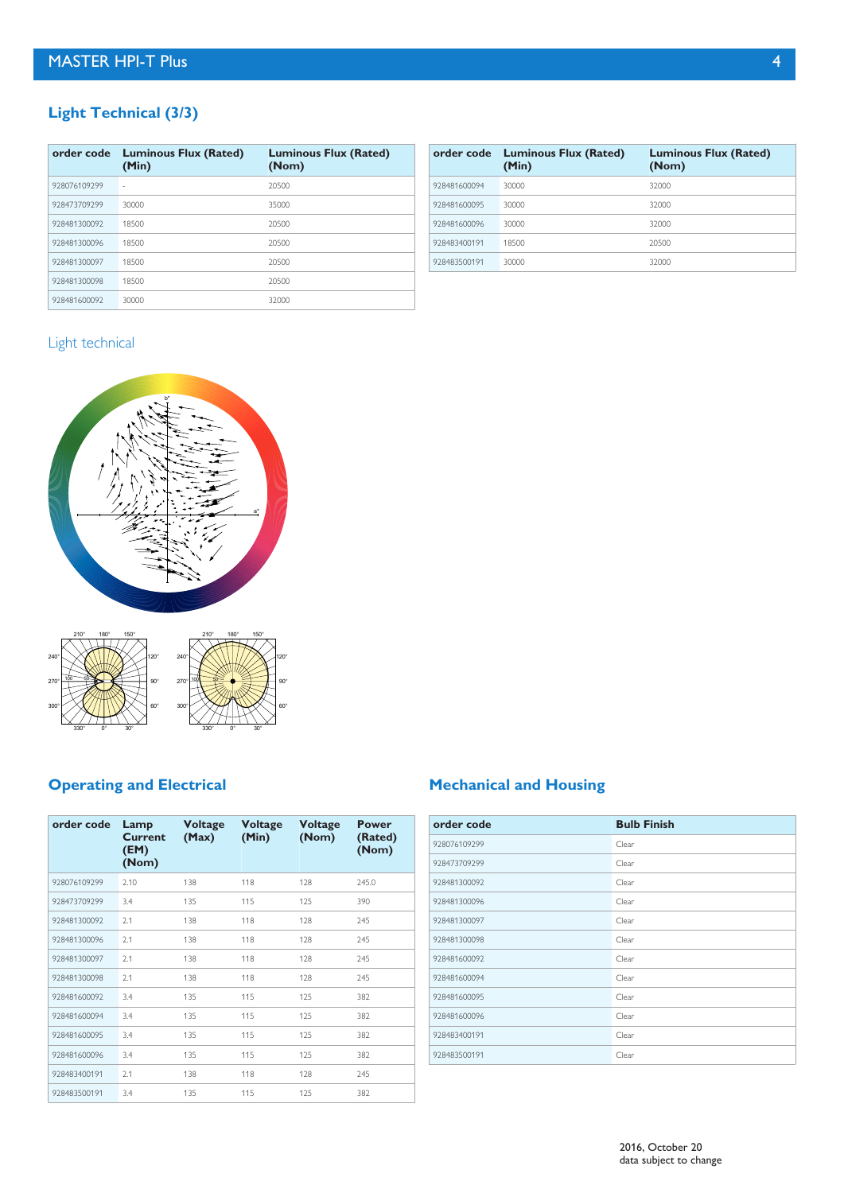## Light Technical (3/3)

| order code | Luminous Flux (Rated) (Min) | Luminous Flux (Rated) (Nom) |
|---|---|---|
| 928076109299 | - | 20500 |
| 928473709299 | 30000 | 35000 |
| 928481300092 | 18500 | 20500 |
| 928481300096 | 18500 | 20500 |
| 928481300097 | 18500 | 20500 |
| 928481300098 | 18500 | 20500 |
| 928481600092 | 30000 | 32000 |
| 928481600094 | 30000 | 32000 |
| 928481600095 | 30000 | 32000 |
| 928481600096 | 30000 | 32000 |
| 928483400191 | 18500 | 20500 |
| 928483500191 | 30000 | 32000 |

### Light technical

## Operating and Electrical

| order code | Lamp Current (EM) (Nom) | Voltage (Max) | Voltage (Min) | Voltage (Nom) | Power (Rated) (Nom) |
|---|---|---|---|---|---|
| 928076109299 | 2.10 | 138 | 118 | 128 | 245.0 |
| 928473709299 | 3.4 | 135 | 115 | 125 | 390 |
| 928481300092 | 2.1 | 138 | 118 | 128 | 245 |
| 928481300096 | 2.1 | 138 | 118 | 128 | 245 |
| 928481300097 | 2.1 | 138 | 118 | 128 | 245 |
| 928481300098 | 2.1 | 138 | 118 | 128 | 245 |
| 928481600092 | 3.4 | 135 | 115 | 125 | 382 |
| 928481600094 | 3.4 | 135 | 115 | 125 | 382 |
| 928481600095 | 3.4 | 135 | 115 | 125 | 382 |
| 928481600096 | 3.4 | 135 | 115 | 125 | 382 |
| 928483400191 | 2.1 | 138 | 118 | 128 | 245 |
| 928483500191 | 3.4 | 135 | 115 | 125 | 382 |

## Mechanical and Housing

| order code | Bulb Finish |
|---|---|
| 928076109299 | Clear |
| 928473709299 | Clear |
| 928481300092 | Clear |
| 928481300096 | Clear |
| 928481300097 | Clear |
| 928481300098 | Clear |
| 928481600092 | Clear |
| 928481600094 | Clear |
| 928481600095 | Clear |
| 928481600096 | Clear |
| 928483400191 | Clear |
| 928483500191 | Clear |

2016, October 20
data subject to change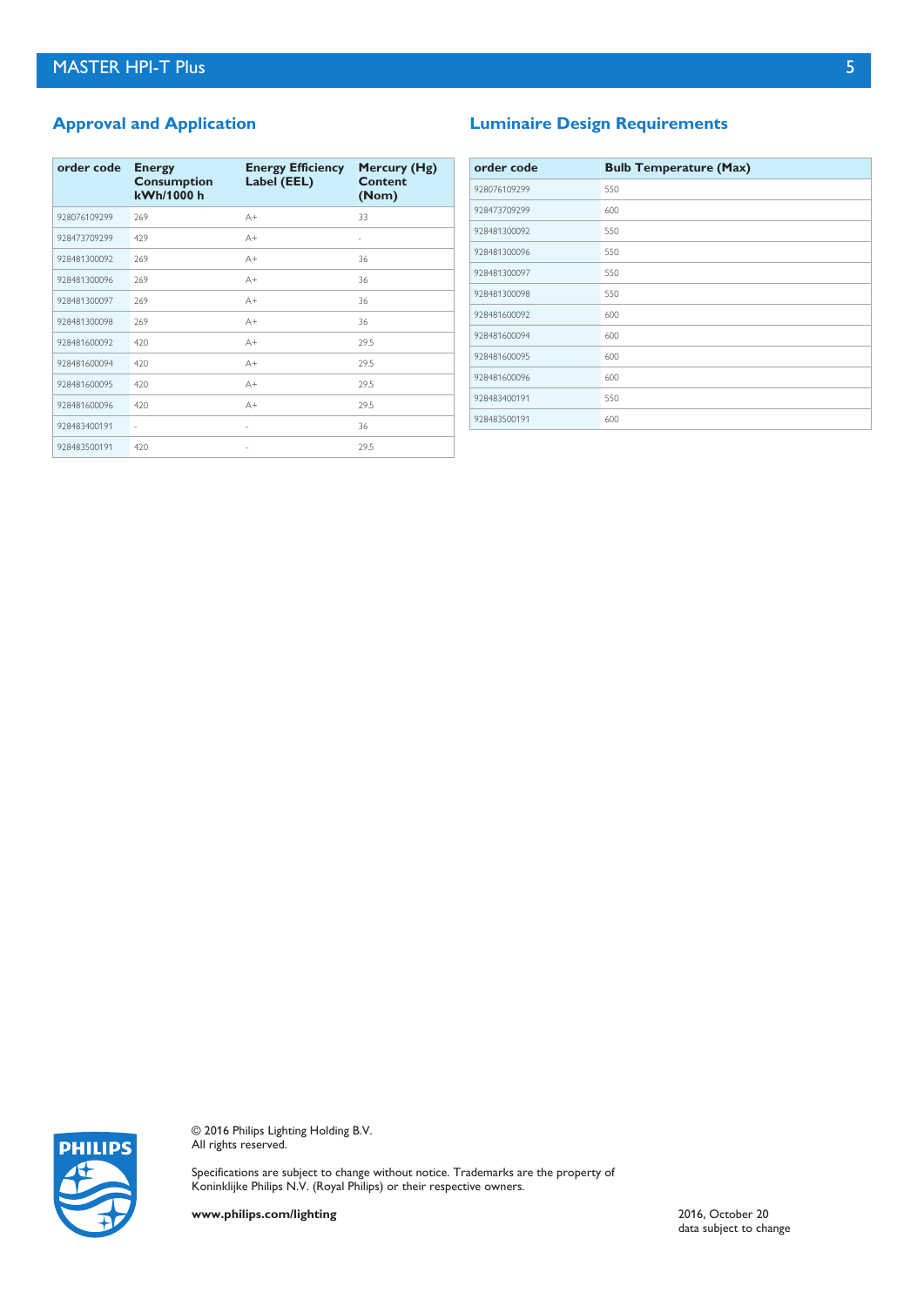## Approval and Application

| order code | Energy Consumption kWh/1000 h | Energy Efficiency Label (EEL) | Mercury (Hg) Content (Nom) |
|---|---|---|---|
| 928076109299 | 269 | A+ | 33 |
| 928473709299 | 429 | A+ | - |
| 928481300092 | 269 | A+ | 36 |
| 928481300096 | 269 | A+ | 36 |
| 928481300097 | 269 | A+ | 36 |
| 928481300098 | 269 | A+ | 36 |
| 928481600092 | 420 | A+ | 29.5 |
| 928481600094 | 420 | A+ | 29.5 |
| 928481600095 | 420 | A+ | 29.5 |
| 928481600096 | 420 | A+ | 29.5 |
| 928483400191 | - | - | 36 |
| 928483500191 | 420 | - | 29.5 |

## Luminaire Design Requirements

| order code | Bulb Temperature (Max) |
|---|---|
| 928076109299 | 550 |
| 928473709299 | 600 |
| 928481300092 | 550 |
| 928481300096 | 550 |
| 928481300097 | 550 |
| 928481300098 | 550 |
| 928481600092 | 600 |
| 928481600094 | 600 |
| 928481600095 | 600 |
| 928481600096 | 600 |
| 928483400191 | 550 |
| 928483500191 | 600 |

© 2016 Philips Lighting Holding B.V.
All rights reserved.

Specifications are subject to change without notice. Trademarks are the property of Koninklijke Philips N.V. (Royal Philips) or their respective owners.

**www.philips.com/lighting**

2016, October 20
data subject to change